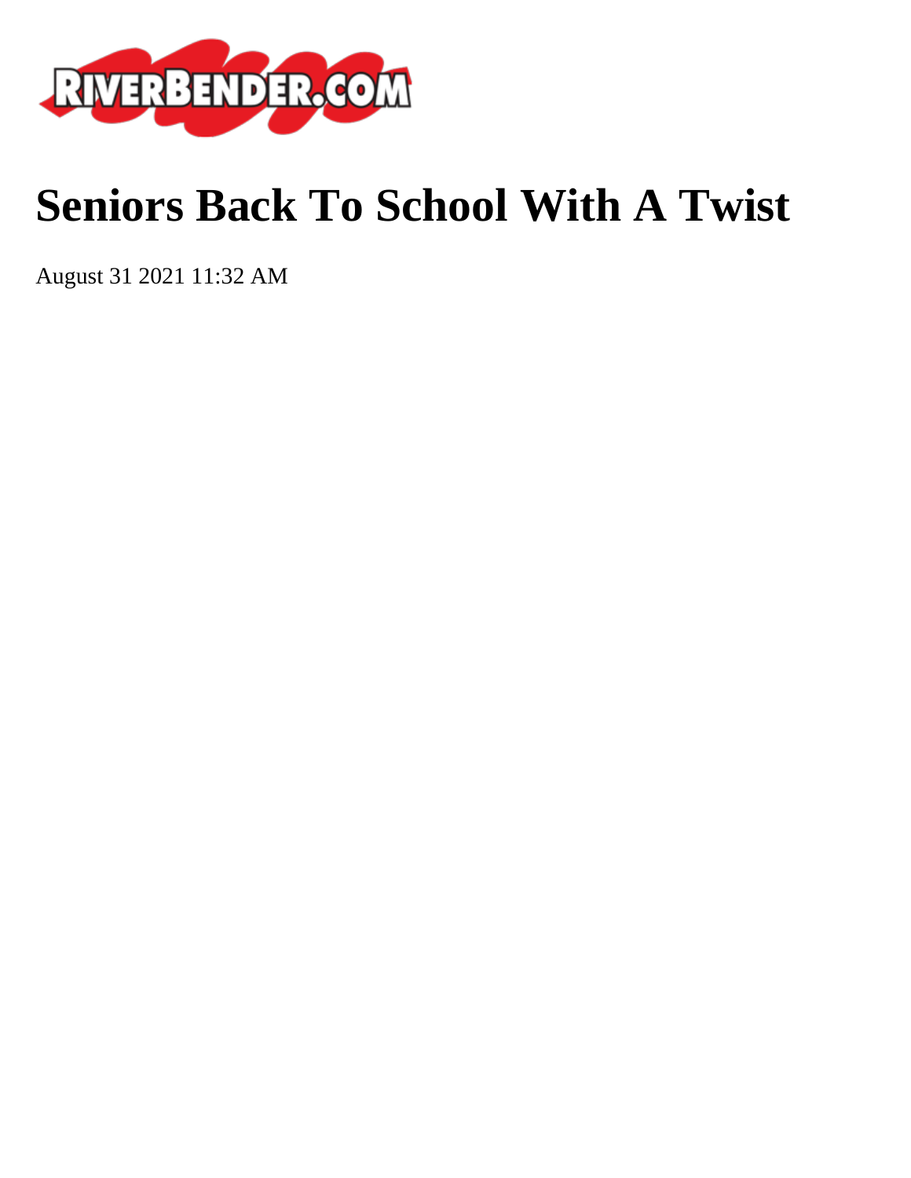# Seniors Back To School With A Twist

August 31 2021 11:32 AM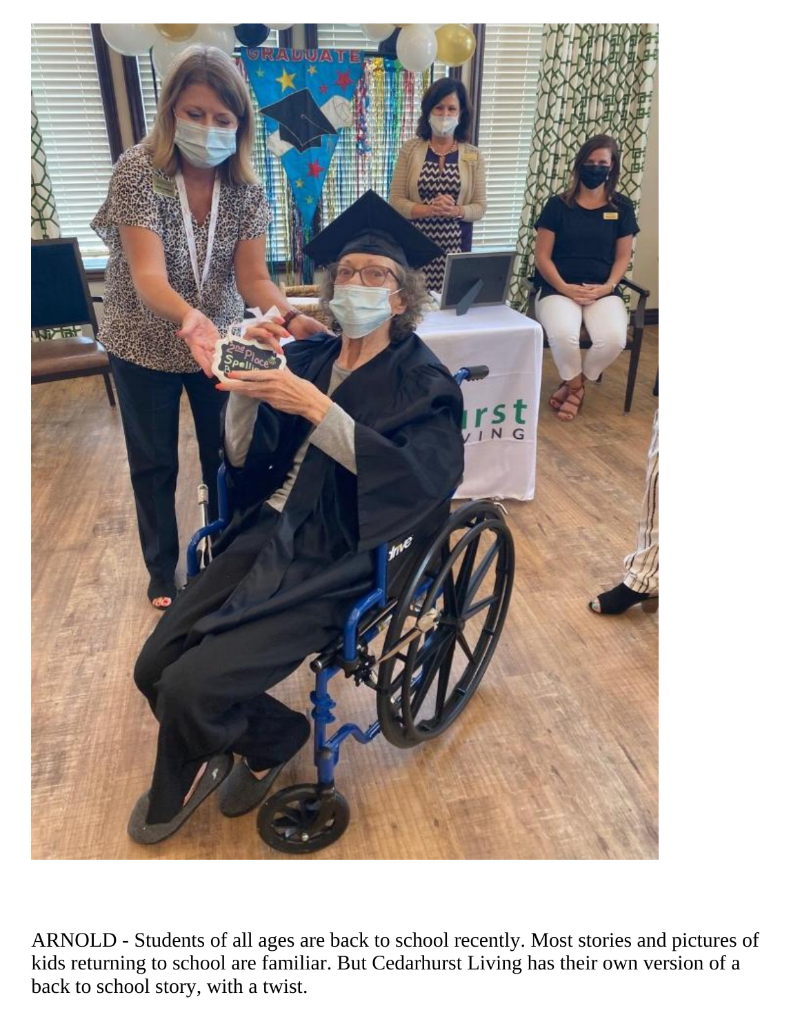ARNOLD - Students of all ages are back to school recently. Most stories and pictures of kids returning to school are familiar. But Cedarhurst Living has their own version of a back to school story, with a twist.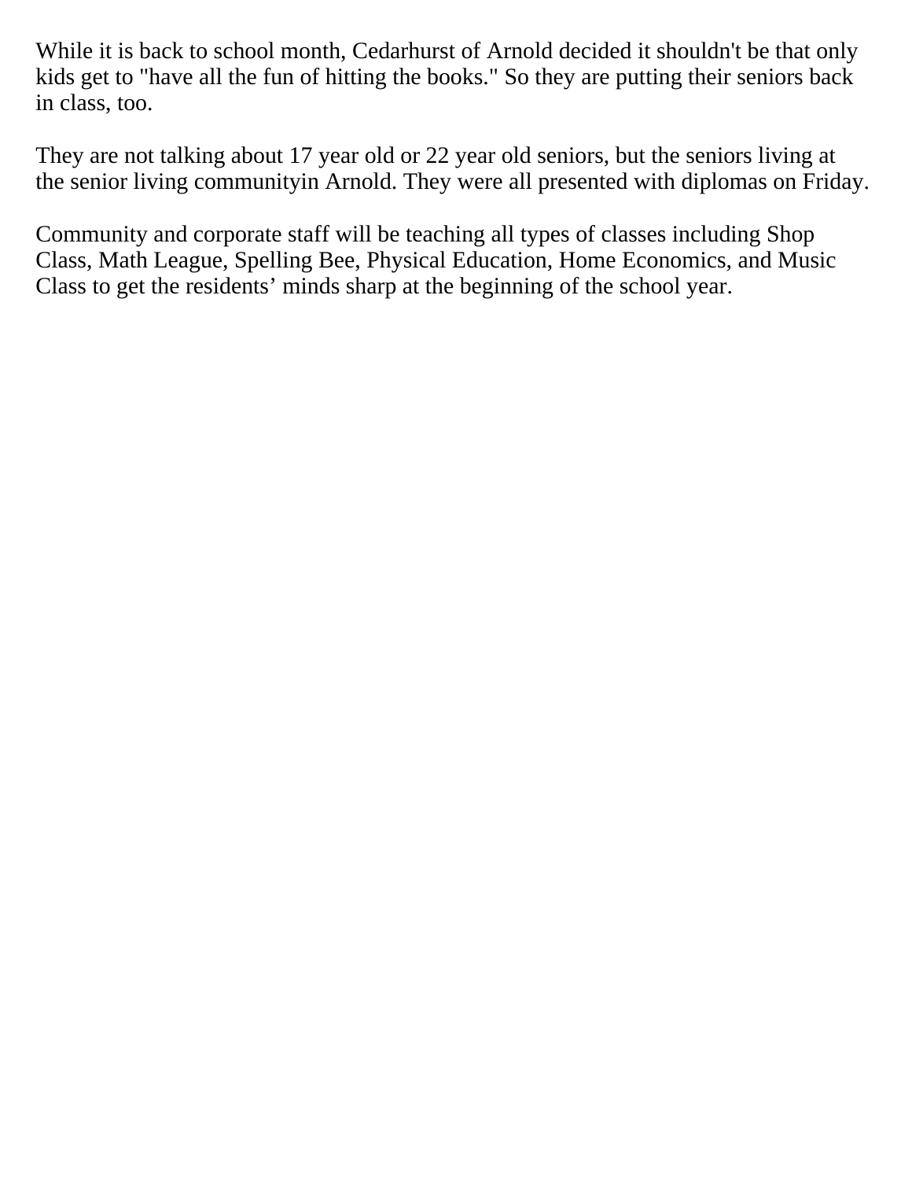While it is back to school month, Cedarhurst of Arnold decided it shouldn't be that only kids get to "have all the fun of hitting the books." So they are putting their seniors back in class, too.

They are not talking about 17 year old or 22 year old seniors, but the seniors living at the senior living communityin Arnold. They were all presented with diplomas on Friday.

Community and corporate staff will be teaching all types of classes including Shop Class, Math League, Spelling Bee, Physical Education, Home Economics, and Music Class to get the residents’ minds sharp at the beginning of the school year.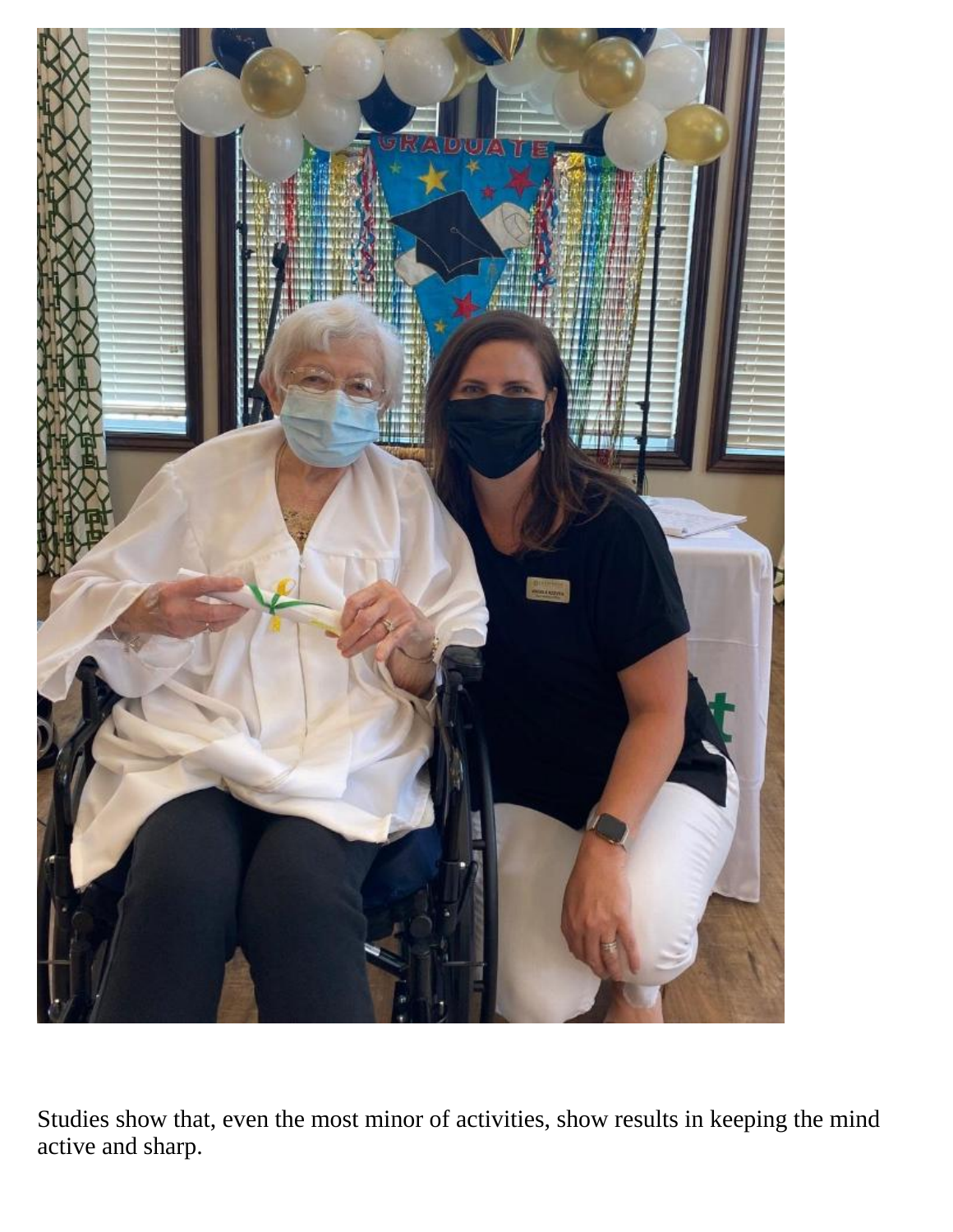Studies show that, even the most minor of activities, show results in keeping the mind active and sharp.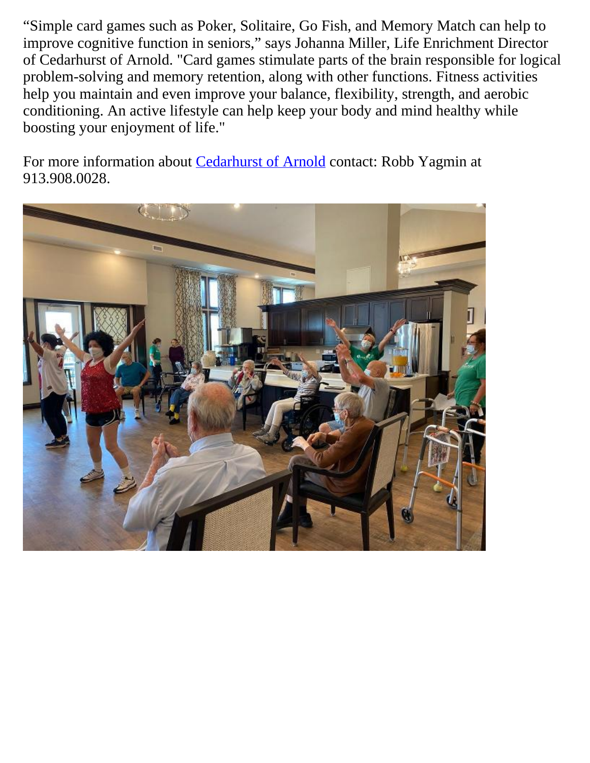“Simple card games such as Poker, Solitaire, Go Fish, and Memory Match can help to improve cognitive function in seniors,” says Johanna Miller, Life Enrichment Director of Cedarhurst of Arnold. "Card games stimulate parts of the brain responsible for logical problem-solving and memory retention, along with other functions. Fitness activities help you maintain and even improve your balance, flexibility, strength, and aerobic conditioning. An active lifestyle can help keep your body and mind healthy while boosting your enjoyment of life."

For more information about Cedarhurst of Arnold contact: Robb Yagmin at 913.908.0028.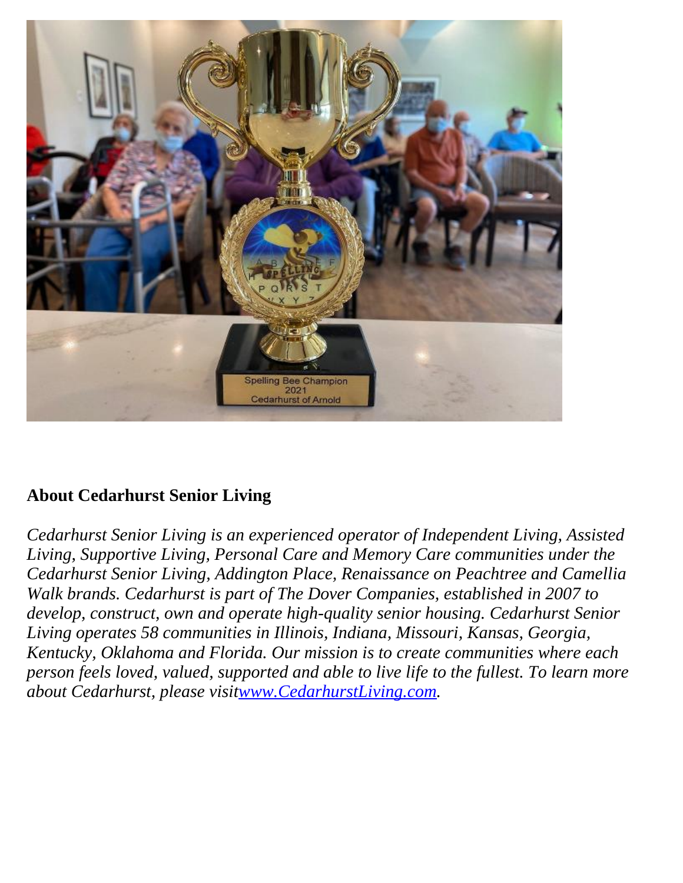**About Cedarhurst Senior Living**

*Cedarhurst Senior Living is an experienced operator of Independent Living, Assisted Living, Supportive Living, Personal Care and Memory Care communities under the Cedarhurst Senior Living, Addington Place, Renaissance on Peachtree and Camellia Walk brands. Cedarhurst is part of The Dover Companies, established in 2007 to develop, construct, own and operate high-quality senior housing. Cedarhurst Senior Living operates 58 communities in Illinois, Indiana, Missouri, Kansas, Georgia, Kentucky, Oklahoma and Florida. Our mission is to create communities where each person feels loved, valued, supported and able to live life to the fullest. To learn more about Cedarhurst, please visit[www.CedarhurstLiving.com](http://www.CedarhurstLiving.com).*